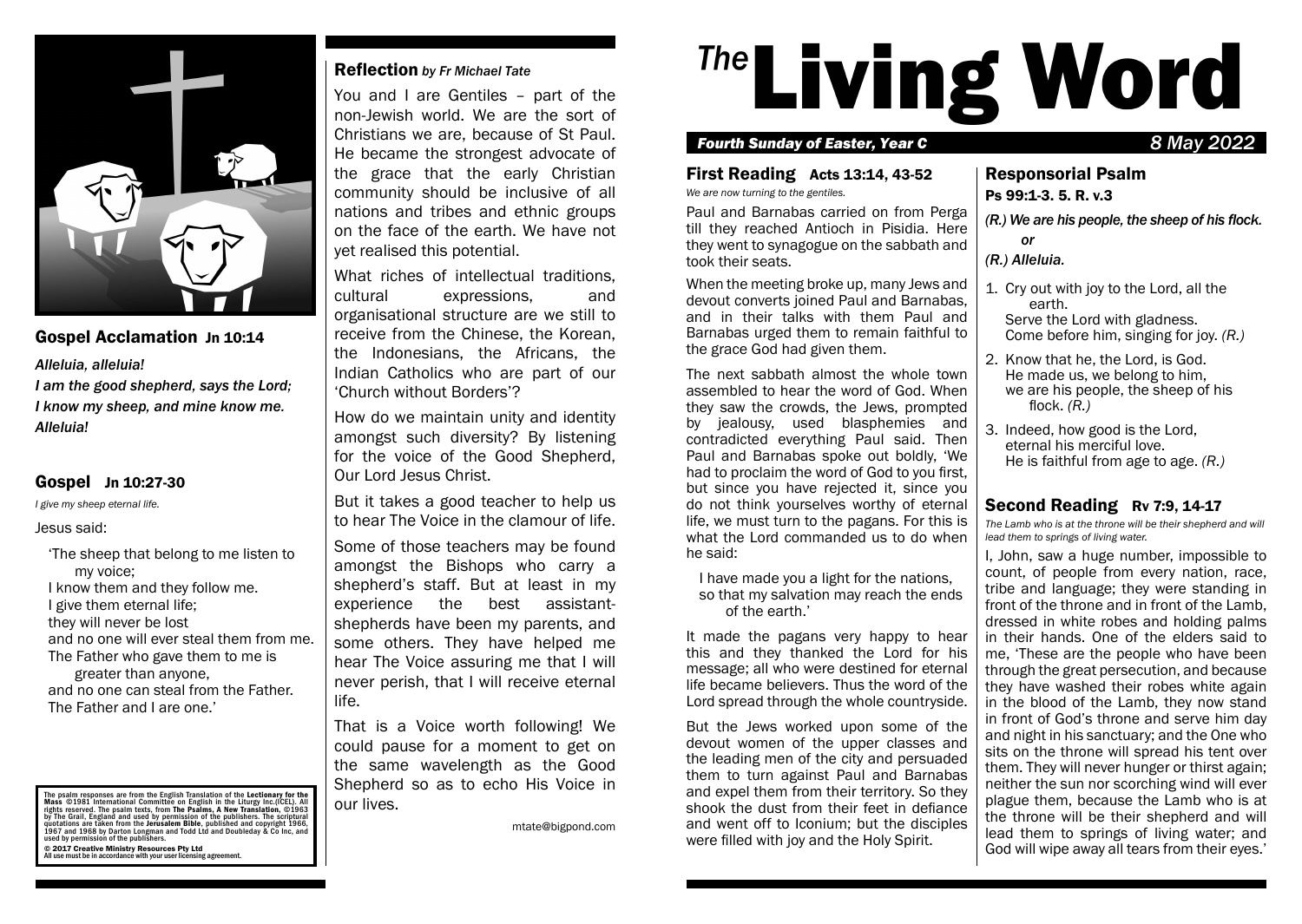# The Living Word

*Fourth Sunday of Easter, Year C* — *8 May 2022*

## Gospel Acclamation Jn 10:14

*Alleluia, alleluia!*
*I am the good shepherd, says the Lord;*
*I know my sheep, and mine know me.*
*Alleluia!*

## Gospel Jn 10:27-30

*I give my sheep eternal life.*

Jesus said:

'The sheep that belong to me listen to my voice;
I know them and they follow me.
I give them eternal life;
they will never be lost
and no one will ever steal them from me.
The Father who gave them to me is greater than anyone,
and no one can steal from the Father.
The Father and I are one.'

The psalm responses are from the English Translation of the **Lectionary for the Mass** ©1981 International Committee on English in the Liturgy Inc.(ICEL). All rights reserved. The psalm texts, from **The Psalms, A New Translation**, ©1963 by The Grail, England and used by permission of the publishers. The scriptural quotations are taken from the **Jerusalem Bible**, published and copyright 1966, 1967 and 1968 by Darton Longman and Todd Ltd and Doubleday & Co Inc, and used by permission of the publishers.

**© 2017 Creative Ministry Resources Pty Ltd**
All use must be in accordance with your user licensing agreement.

## Reflection *by Fr Michael Tate*

You and I are Gentiles – part of the non-Jewish world. We are the sort of Christians we are, because of St Paul. He became the strongest advocate of the grace that the early Christian community should be inclusive of all nations and tribes and ethnic groups on the face of the earth. We have not yet realised this potential.

What riches of intellectual traditions, cultural expressions, and organisational structure are we still to receive from the Chinese, the Korean, the Indonesians, the Africans, the Indian Catholics who are part of our 'Church without Borders'?

How do we maintain unity and identity amongst such diversity? By listening for the voice of the Good Shepherd, Our Lord Jesus Christ.

But it takes a good teacher to help us to hear The Voice in the clamour of life.

Some of those teachers may be found amongst the Bishops who carry a shepherd's staff. But at least in my experience the best assistant-shepherds have been my parents, and some others. They have helped me hear The Voice assuring me that I will never perish, that I will receive eternal life.

That is a Voice worth following! We could pause for a moment to get on the same wavelength as the Good Shepherd so as to echo His Voice in our lives.

mtate@bigpond.com

## First Reading Acts 13:14, 43-52

*We are now turning to the gentiles.*

Paul and Barnabas carried on from Perga till they reached Antioch in Pisidia. Here they went to synagogue on the sabbath and took their seats.

When the meeting broke up, many Jews and devout converts joined Paul and Barnabas, and in their talks with them Paul and Barnabas urged them to remain faithful to the grace God had given them.

The next sabbath almost the whole town assembled to hear the word of God. When they saw the crowds, the Jews, prompted by jealousy, used blasphemies and contradicted everything Paul said. Then Paul and Barnabas spoke out boldly, 'We had to proclaim the word of God to you first, but since you have rejected it, since you do not think yourselves worthy of eternal life, we must turn to the pagans. For this is what the Lord commanded us to do when he said:

I have made you a light for the nations,
so that my salvation may reach the ends of the earth.'

It made the pagans very happy to hear this and they thanked the Lord for his message; all who were destined for eternal life became believers. Thus the word of the Lord spread through the whole countryside.

But the Jews worked upon some of the devout women of the upper classes and the leading men of the city and persuaded them to turn against Paul and Barnabas and expel them from their territory. So they shook the dust from their feet in defiance and went off to Iconium; but the disciples were filled with joy and the Holy Spirit.

## Responsorial Psalm

**Ps 99:1-3. 5. R. v.3**

*(R.) We are his people, the sheep of his flock.*
***or***
*(R.) Alleluia.*

1. Cry out with joy to the Lord, all the earth.
   Serve the Lord with gladness.
   Come before him, singing for joy. *(R.)*
2. Know that he, the Lord, is God.
   He made us, we belong to him,
   we are his people, the sheep of his flock. *(R.)*
3. Indeed, how good is the Lord,
   eternal his merciful love.
   He is faithful from age to age. *(R.)*

## Second Reading Rv 7:9, 14-17

*The Lamb who is at the throne will be their shepherd and will lead them to springs of living water.*

I, John, saw a huge number, impossible to count, of people from every nation, race, tribe and language; they were standing in front of the throne and in front of the Lamb, dressed in white robes and holding palms in their hands. One of the elders said to me, 'These are the people who have been through the great persecution, and because they have washed their robes white again in the blood of the Lamb, they now stand in front of God's throne and serve him day and night in his sanctuary; and the One who sits on the throne will spread his tent over them. They will never hunger or thirst again; neither the sun nor scorching wind will ever plague them, because the Lamb who is at the throne will be their shepherd and will lead them to springs of living water; and God will wipe away all tears from their eyes.'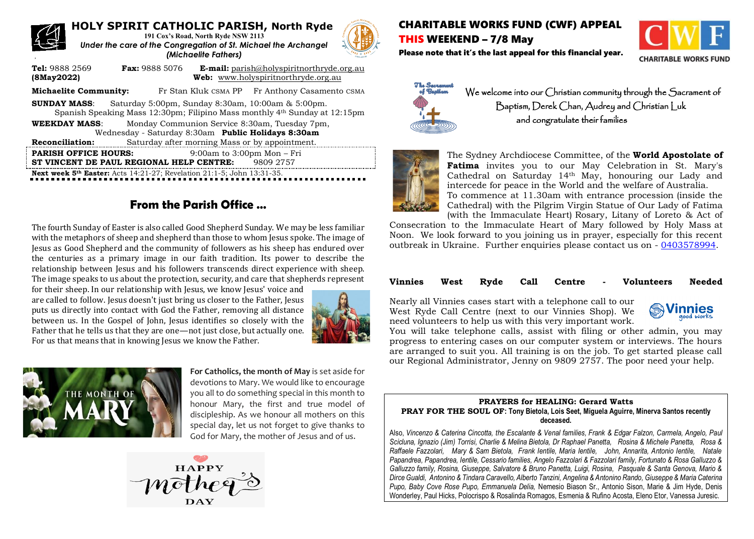# HOLY SPIRIT CATHOLIC PARISH, North Ryde

**191 Cox's Road, North Ryde NSW 2113**

*Under the care of the Congregation of St. Michael the Archangel (Michaelite Fathers)*

**Tel:** 9888 2569 **Fax:** 9888 5076 **E-mail:** parish@holyspiritnorthryde.org.au

**(8May2022)** **Web:** www.holyspiritnorthryde.org.au

**Michaelite Community:** Fr Stan Kluk CSMA PP Fr Anthony Casamento CSMA

**SUNDAY MASS**: Saturday 5:00pm, Sunday 8:30am, 10:00am & 5:00pm. Spanish Speaking Mass 12:30pm; Filipino Mass monthly 4th Sunday at 12:15pm

**WEEKDAY MASS**: Monday Communion Service 8:30am, Tuesday 7pm, Wednesday - Saturday 8:30am **Public Holidays 8:30am**

**Reconciliation:** Saturday after morning Mass or by appointment.

**PARISH OFFICE HOURS:** 9:00am to 3:00pm Mon – Fri

**ST VINCENT DE PAUL REGIONAL HELP CENTRE:** 9809 2757

**Next week 5th Easter:** Acts 14:21-27; Revelation 21:1-5; John 13:31-35.

## From the Parish Office ...

The fourth Sunday of Easter is also called Good Shepherd Sunday. We may be less familiar with the metaphors of sheep and shepherd than those to whom Jesus spoke. The image of Jesus as Good Shepherd and the community of followers as his sheep has endured over the centuries as a primary image in our faith tradition. Its power to describe the relationship between Jesus and his followers transcends direct experience with sheep. The image speaks to us about the protection, security, and care that shepherds represent for their sheep. In our relationship with Jesus, we know Jesus' voice and are called to follow. Jesus doesn't just bring us closer to the Father, Jesus puts us directly into contact with God the Father, removing all distance between us. In the Gospel of John, Jesus identifies so closely with the Father that he tells us that they are one—not just close, but actually one. For us that means that in knowing Jesus we know the Father.

**For Catholics, the month of May** is set aside for devotions to Mary. We would like to encourage you all to do something special in this month to honour Mary, the first and true model of discipleship. As we honour all mothers on this special day, let us not forget to give thanks to God for Mary, the mother of Jesus and of us.

HAPPY Mother's DAY

## CHARITABLE WORKS FUND (CWF) APPEAL THIS WEEKEND – 7/8 May

**Please note that it's the last appeal for this financial year.**

We welcome into our Christian community through the Sacrament of Baptism, Derek Chan, Audrey and Christian Luk and congratulate their families

The Sydney Archdiocese Committee, of the **World Apostolate of Fatima** invites you to our May Celebration in St. Mary's Cathedral on Saturday 14th May, honouring our Lady and intercede for peace in the World and the welfare of Australia. To commence at 11.30am with entrance procession (inside the Cathedral) with the Pilgrim Virgin Statue of Our Lady of Fatima (with the Immaculate Heart) Rosary, Litany of Loreto & Act of Consecration to the Immaculate Heart of Mary followed by Holy Mass at Noon. We look forward to you joining us in prayer, especially for this recent outbreak in Ukraine. Further enquiries please contact us on - 0403578994.

**Vinnies West Ryde Call Centre - Volunteers Needed**

Nearly all Vinnies cases start with a telephone call to our West Ryde Call Centre (next to our Vinnies Shop). We need volunteers to help us with this very important work. You will take telephone calls, assist with filing or other admin, you may progress to entering cases on our computer system or interviews. The hours are arranged to suit you. All training is on the job. To get started please call our Regional Administrator, Jenny on 9809 2757. The poor need your help.

**PRAYERS for HEALING: Gerard Watts**

**PRAY FOR THE SOUL OF: Tony Bietola, Lois Seet, Miguela Aguirre, Minerva Santos recently deceased.**

Also, *Vincenzo & Caterina Cincotta, the Escalante & Venal families, Frank & Edgar Falzon, Carmela, Angelo, Paul Scicluna, Ignazio (Jim) Torrisi, Charlie & Melina Bietola, Dr Raphael Panetta, Rosina & Michele Panetta, Rosa & Raffaele Fazzolari, Mary & Sam Bietola, Frank Ientile, Maria Ientile, John, Annarita, Antonio Ientile, Natale Papandrea, Papandrea, Ientile, Cessario families, Angelo Fazzolari & Fazzolari family, Fortunato & Rosa Galluzzo & Galluzzo family, Rosina, Giuseppe, Salvatore & Bruno Panetta, Luigi, Rosina, Pasquale & Santa Genova, Mario & Dirce Gualdi, Antonino & Tindara Caravello, Alberto Tanzini, Angelina & Antonino Rando, Giuseppe & Maria Caterina Pupo, Baby Cove Rose Pupo, Emmanuela Delia,* Nemesio Biason Sr., Antonio Sison, Marie & Jim Hyde, Denis Wonderley, Paul Hicks, Polocrispo & Rosalinda Romagos, Esmenia & Rufino Acosta, Eleno Etor, Vanessa Juresic.